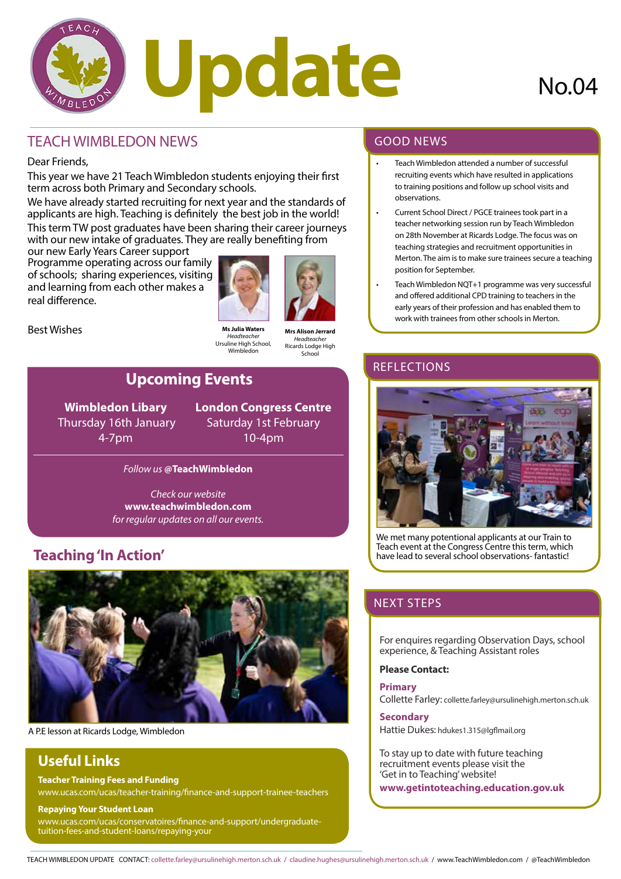# Update

No.04

## TEACH WIMBLEDON NEWS

Dear Friends,

This year we have 21 Teach Wimbledon students enjoying their first term across both Primary and Secondary schools.

We have already started recruiting for next year and the standards of applicants are high. Teaching is definitely the best job in the world!

This term TW post graduates have been sharing their career journeys with our new intake of graduates. They are really benefiting from our new Early Years Career support Programme operating across our family of schools; sharing experiences, visiting and learning from each other makes a real difference.

Best Wishes

**Ms Julia Waters**
*Headteacher*
Ursuline High School, Wimbledon

**Mrs Alison Jerrard**
*Headteacher*
Ricards Lodge High School

## Upcoming Events

**Wimbledon Libary**
Thursday 16th January
4-7pm

**London Congress Centre**
Saturday 1st February
10-4pm

*Follow us* **@TeachWimbledon**

*Check our website*
**www.teachwimbledon.com**
*for regular updates on all our events.*

## Teaching 'In Action'

A P.E lesson at Ricards Lodge, Wimbledon

## Useful Links

**Teacher Training Fees and Funding**
www.ucas.com/ucas/teacher-training/finance-and-support-trainee-teachers

**Repaying Your Student Loan**
www.ucas.com/ucas/conservatoires/finance-and-support/undergraduate-tuition-fees-and-student-loans/repaying-your

## GOOD NEWS

- Teach Wimbledon attended a number of successful recruiting events which have resulted in applications to training positions and follow up school visits and observations.
- Current School Direct / PGCE trainees took part in a teacher networking session run by Teach Wimbledon on 28th November at Ricards Lodge. The focus was on teaching strategies and recruitment opportunities in Merton. The aim is to make sure trainees secure a teaching position for September.
- Teach Wimbledon NQT+1 programme was very successful and offered additional CPD training to teachers in the early years of their profession and has enabled them to work with trainees from other schools in Merton.

## REFLECTIONS

We met many potential applicants at our Train to Teach event at the Congress Centre this term, which have lead to several school observations- fantastic!

## NEXT STEPS

For enquires regarding Observation Days, school experience, & Teaching Assistant roles

**Please Contact:**

**Primary**
Collette Farley: collette.farley@ursulinehigh.merton.sch.uk

**Secondary**
Hattie Dukes: hdukes1.315@lgflmail.org

To stay up to date with future teaching recruitment events please visit the 'Get in to Teaching' website!
**www.getintoteaching.education.gov.uk**

TEACH WIMBLEDON UPDATE CONTACT: collette.farley@ursulinehigh.merton.sch.uk / claudine.hughes@ursulinehigh.merton.sch.uk / www.TeachWimbledon.com / @TeachWimbledon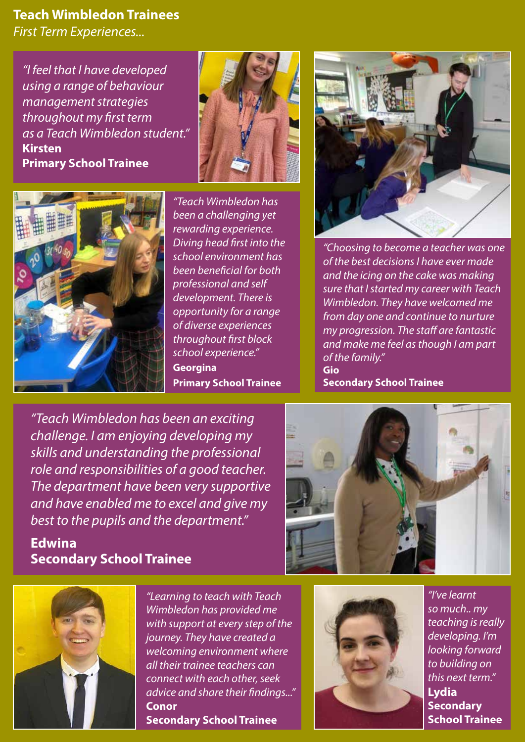## Teach Wimbledon Trainees

*First Term Experiences...*

*"I feel that I have developed using a range of behaviour management strategies throughout my first term as a Teach Wimbledon student."*

**Kirsten**
**Primary School Trainee**

*"Teach Wimbledon has been a challenging yet rewarding experience. Diving head first into the school environment has been beneficial for both professional and self development. There is opportunity for a range of diverse experiences throughout first block school experience."*

**Georgina**
**Primary School Trainee**

*"Choosing to become a teacher was one of the best decisions I have ever made and the icing on the cake was making sure that I started my career with Teach Wimbledon. They have welcomed me from day one and continue to nurture my progression. The staff are fantastic and make me feel as though I am part of the family."*

**Gio**
**Secondary School Trainee**

*"Teach Wimbledon has been an exciting challenge. I am enjoying developing my skills and understanding the professional role and responsibilities of a good teacher. The department have been very supportive and have enabled me to excel and give my best to the pupils and the department."*

**Edwina**
**Secondary School Trainee**

*"Learning to teach with Teach Wimbledon has provided me with support at every step of the journey. They have created a welcoming environment where all their trainee teachers can connect with each other, seek advice and share their findings..."*

**Conor**
**Secondary School Trainee**

*"I've learnt so much.. my teaching is really developing. I'm looking forward to building on this next term."*

**Lydia**
**Secondary School Trainee**